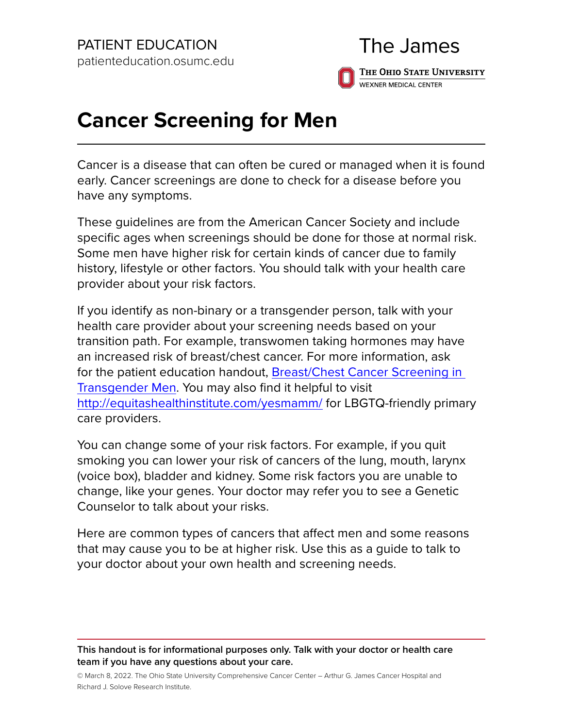PATIENT EDUCATION
patienteducation.osumc.edu

The James
The Ohio State University
WEXNER MEDICAL CENTER

# Cancer Screening for Men

Cancer is a disease that can often be cured or managed when it is found early. Cancer screenings are done to check for a disease before you have any symptoms.

These guidelines are from the American Cancer Society and include specific ages when screenings should be done for those at normal risk. Some men have higher risk for certain kinds of cancer due to family history, lifestyle or other factors. You should talk with your health care provider about your risk factors.

If you identify as non-binary or a transgender person, talk with your health care provider about your screening needs based on your transition path. For example, transwomen taking hormones may have an increased risk of breast/chest cancer. For more information, ask for the patient education handout, [Breast/Chest Cancer Screening in Transgender Men](). You may also find it helpful to visit [http://equitashealthinstitute.com/yesmamm/](http://equitashealthinstitute.com/yesmamm/) for LBGTQ-friendly primary care providers.

You can change some of your risk factors. For example, if you quit smoking you can lower your risk of cancers of the lung, mouth, larynx (voice box), bladder and kidney. Some risk factors you are unable to change, like your genes. Your doctor may refer you to see a Genetic Counselor to talk about your risks.

Here are common types of cancers that affect men and some reasons that may cause you to be at higher risk. Use this as a guide to talk to your doctor about your own health and screening needs.

**This handout is for informational purposes only. Talk with your doctor or health care team if you have any questions about your care.**

© March 8, 2022. The Ohio State University Comprehensive Cancer Center – Arthur G. James Cancer Hospital and Richard J. Solove Research Institute.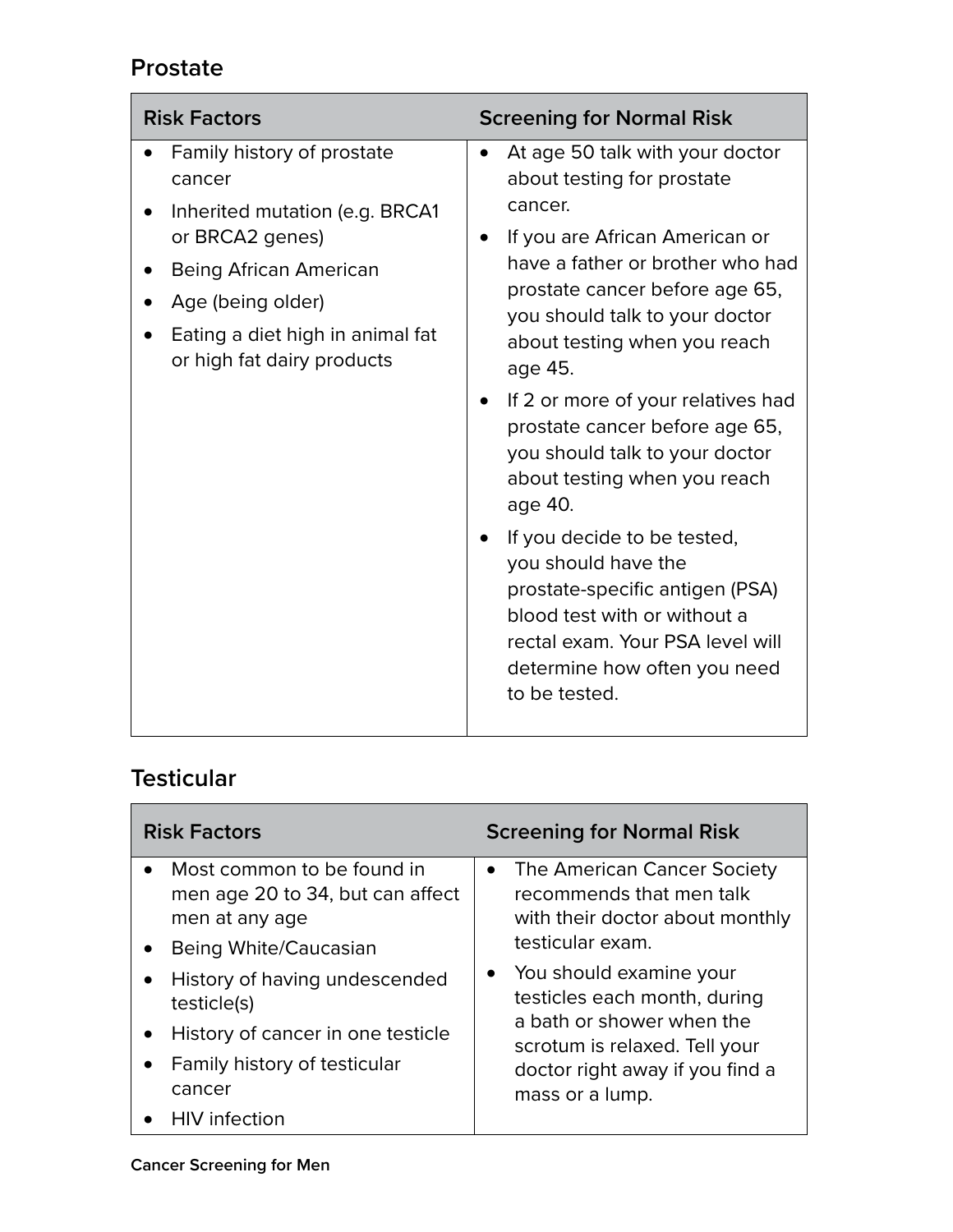## Prostate

| Risk Factors | Screening for Normal Risk |
| --- | --- |
| • Family history of prostate cancer<br>• Inherited mutation (e.g. BRCA1 or BRCA2 genes)<br>• Being African American<br>• Age (being older)<br>• Eating a diet high in animal fat or high fat dairy products | • At age 50 talk with your doctor about testing for prostate cancer.<br>• If you are African American or have a father or brother who had prostate cancer before age 65, you should talk to your doctor about testing when you reach age 45.<br>• If 2 or more of your relatives had prostate cancer before age 65, you should talk to your doctor about testing when you reach age 40.<br>• If you decide to be tested, you should have the prostate-specific antigen (PSA) blood test with or without a rectal exam. Your PSA level will determine how often you need to be tested. |

## Testicular

| Risk Factors | Screening for Normal Risk |
| --- | --- |
| • Most common to be found in men age 20 to 34, but can affect men at any age<br>• Being White/Caucasian<br>• History of having undescended testicle(s)<br>• History of cancer in one testicle<br>• Family history of testicular cancer<br>• HIV infection | • The American Cancer Society recommends that men talk with their doctor about monthly testicular exam.<br>• You should examine your testicles each month, during a bath or shower when the scrotum is relaxed. Tell your doctor right away if you find a mass or a lump. |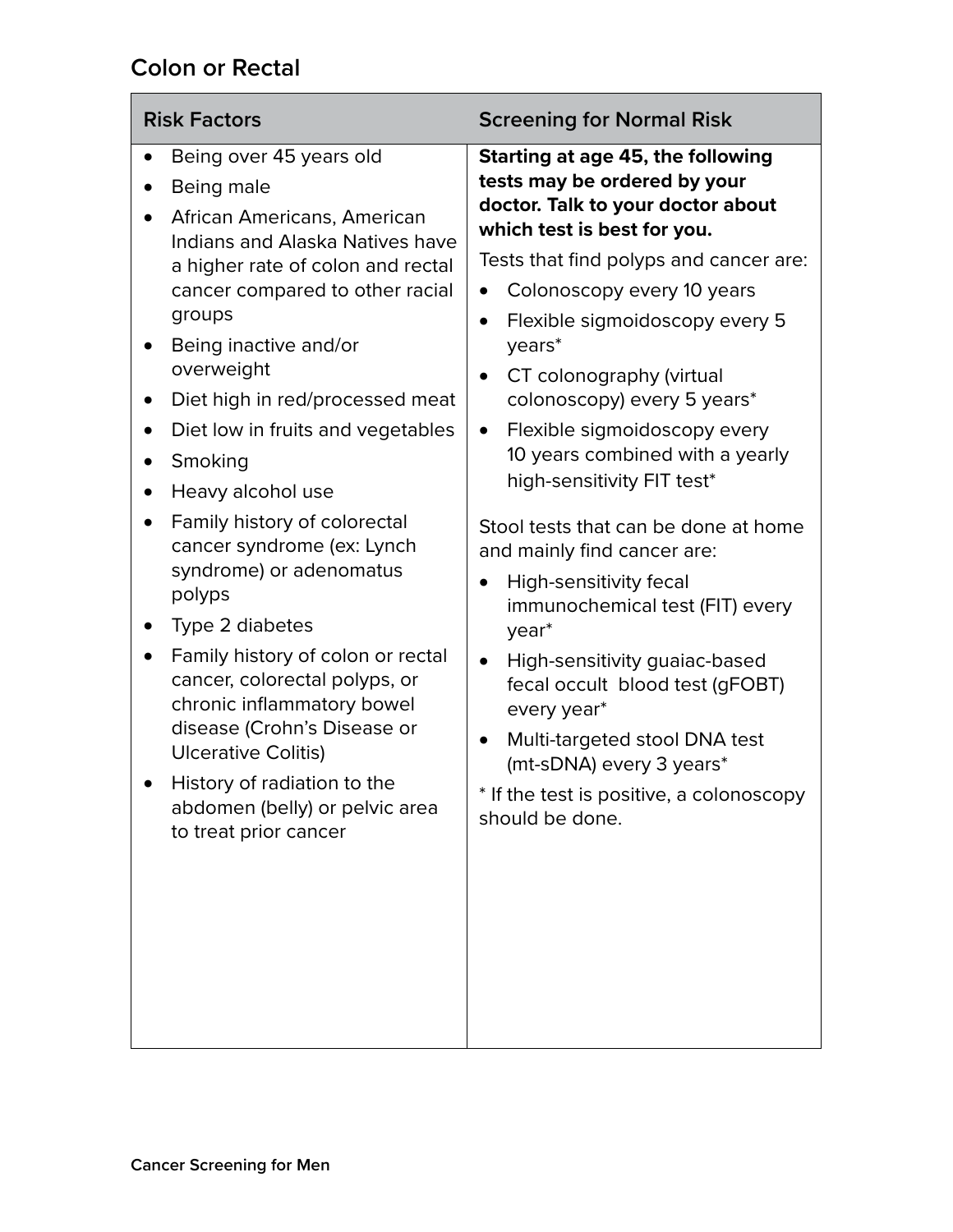## Colon or Rectal

| Risk Factors | Screening for Normal Risk |
| --- | --- |
| • Being over 45 years old<br>• Being male<br>• African Americans, American Indians and Alaska Natives have a higher rate of colon and rectal cancer compared to other racial groups<br>• Being inactive and/or overweight<br>• Diet high in red/processed meat<br>• Diet low in fruits and vegetables<br>• Smoking<br>• Heavy alcohol use<br>• Family history of colorectal cancer syndrome (ex: Lynch syndrome) or adenomatus polyps<br>• Type 2 diabetes<br>• Family history of colon or rectal cancer, colorectal polyps, or chronic inflammatory bowel disease (Crohn's Disease or Ulcerative Colitis)<br>• History of radiation to the abdomen (belly) or pelvic area to treat prior cancer | **Starting at age 45, the following tests may be ordered by your doctor. Talk to your doctor about which test is best for you.**<br>Tests that find polyps and cancer are:<br>• Colonoscopy every 10 years<br>• Flexible sigmoidoscopy every 5 years*<br>• CT colonography (virtual colonoscopy) every 5 years*<br>• Flexible sigmoidoscopy every 10 years combined with a yearly high-sensitivity FIT test*<br><br>Stool tests that can be done at home and mainly find cancer are:<br>• High-sensitivity fecal immunochemical test (FIT) every year*<br>• High-sensitivity guaiac-based fecal occult blood test (gFOBT) every year*<br>• Multi-targeted stool DNA test (mt-sDNA) every 3 years*<br>* If the test is positive, a colonoscopy should be done. |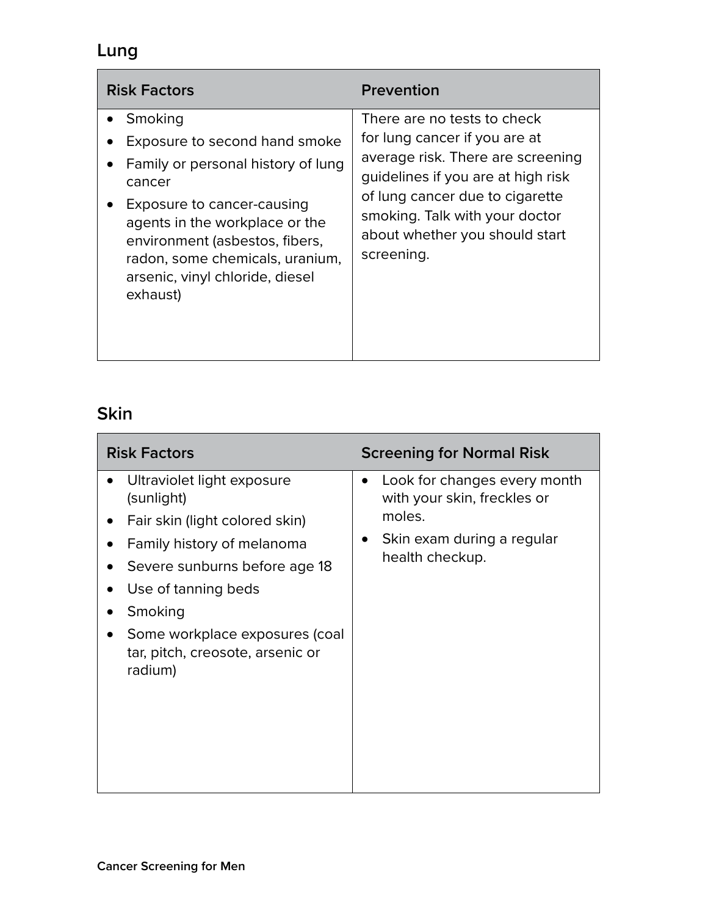## Lung

| Risk Factors | Prevention |
| --- | --- |
| • Smoking<br>• Exposure to second hand smoke<br>• Family or personal history of lung cancer<br>• Exposure to cancer-causing agents in the workplace or the environment (asbestos, fibers, radon, some chemicals, uranium, arsenic, vinyl chloride, diesel exhaust) | There are no tests to check for lung cancer if you are at average risk. There are screening guidelines if you are at high risk of lung cancer due to cigarette smoking. Talk with your doctor about whether you should start screening. |

## Skin

| Risk Factors | Screening for Normal Risk |
| --- | --- |
| • Ultraviolet light exposure (sunlight)<br>• Fair skin (light colored skin)<br>• Family history of melanoma<br>• Severe sunburns before age 18<br>• Use of tanning beds<br>• Smoking<br>• Some workplace exposures (coal tar, pitch, creosote, arsenic or radium) | • Look for changes every month with your skin, freckles or moles.<br>• Skin exam during a regular health checkup. |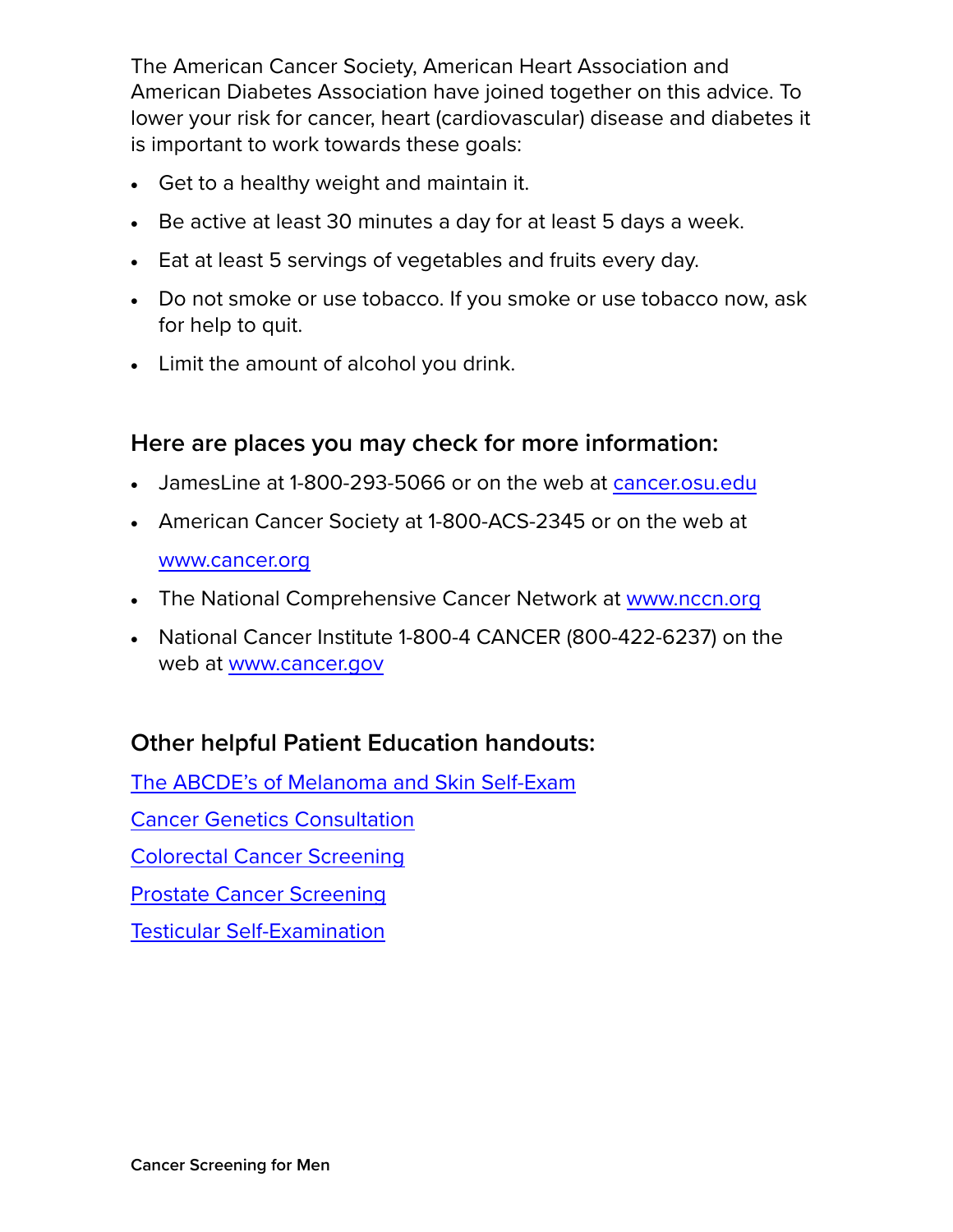The American Cancer Society, American Heart Association and American Diabetes Association have joined together on this advice. To lower your risk for cancer, heart (cardiovascular) disease and diabetes it is important to work towards these goals:

- Get to a healthy weight and maintain it.
- Be active at least 30 minutes a day for at least 5 days a week.
- Eat at least 5 servings of vegetables and fruits every day.
- Do not smoke or use tobacco. If you smoke or use tobacco now, ask for help to quit.
- Limit the amount of alcohol you drink.

## Here are places you may check for more information:

- JamesLine at 1-800-293-5066 or on the web at cancer.osu.edu
- American Cancer Society at 1-800-ACS-2345 or on the web at www.cancer.org
- The National Comprehensive Cancer Network at www.nccn.org
- National Cancer Institute 1-800-4 CANCER (800-422-6237) on the web at www.cancer.gov

## Other helpful Patient Education handouts:

The ABCDE's of Melanoma and Skin Self-Exam

Cancer Genetics Consultation

Colorectal Cancer Screening

Prostate Cancer Screening

Testicular Self-Examination